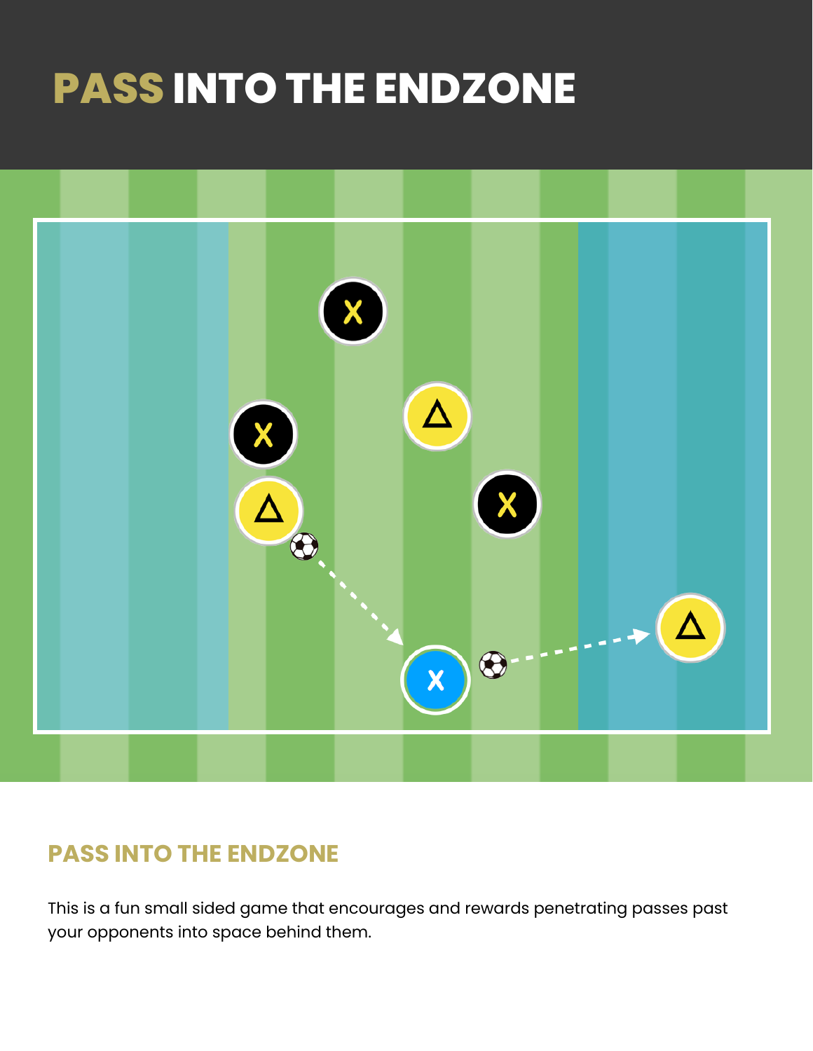# PASS INTO THE ENDZONE

## PASS INTO THE ENDZONE

This is a fun small sided game that encourages and rewards penetrating passes past your opponents into space behind them.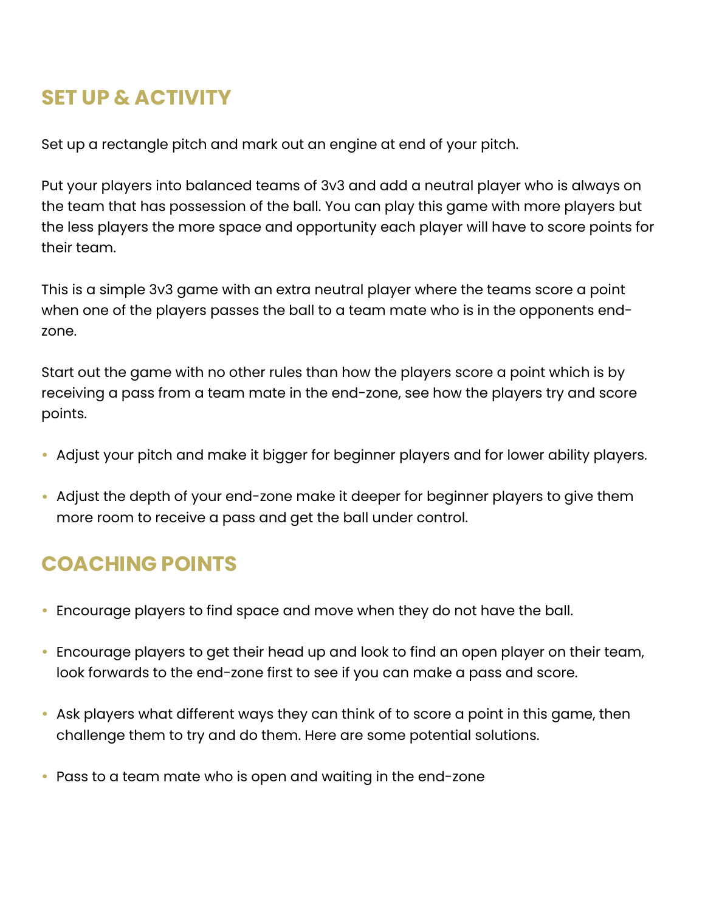## SET UP & ACTIVITY

Set up a rectangle pitch and mark out an engine at end of your pitch.

Put your players into balanced teams of 3v3 and add a neutral player who is always on the team that has possession of the ball. You can play this game with more players but the less players the more space and opportunity each player will have to score points for their team.

This is a simple 3v3 game with an extra neutral player where the teams score a point when one of the players passes the ball to a team mate who is in the opponents end-zone.

Start out the game with no other rules than how the players score a point which is by receiving a pass from a team mate in the end-zone, see how the players try and score points.

- Adjust your pitch and make it bigger for beginner players and for lower ability players.
- Adjust the depth of your end-zone make it deeper for beginner players to give them more room to receive a pass and get the ball under control.

## COACHING POINTS

- Encourage players to find space and move when they do not have the ball.
- Encourage players to get their head up and look to find an open player on their team, look forwards to the end-zone first to see if you can make a pass and score.
- Ask players what different ways they can think of to score a point in this game, then challenge them to try and do them. Here are some potential solutions.
- Pass to a team mate who is open and waiting in the end-zone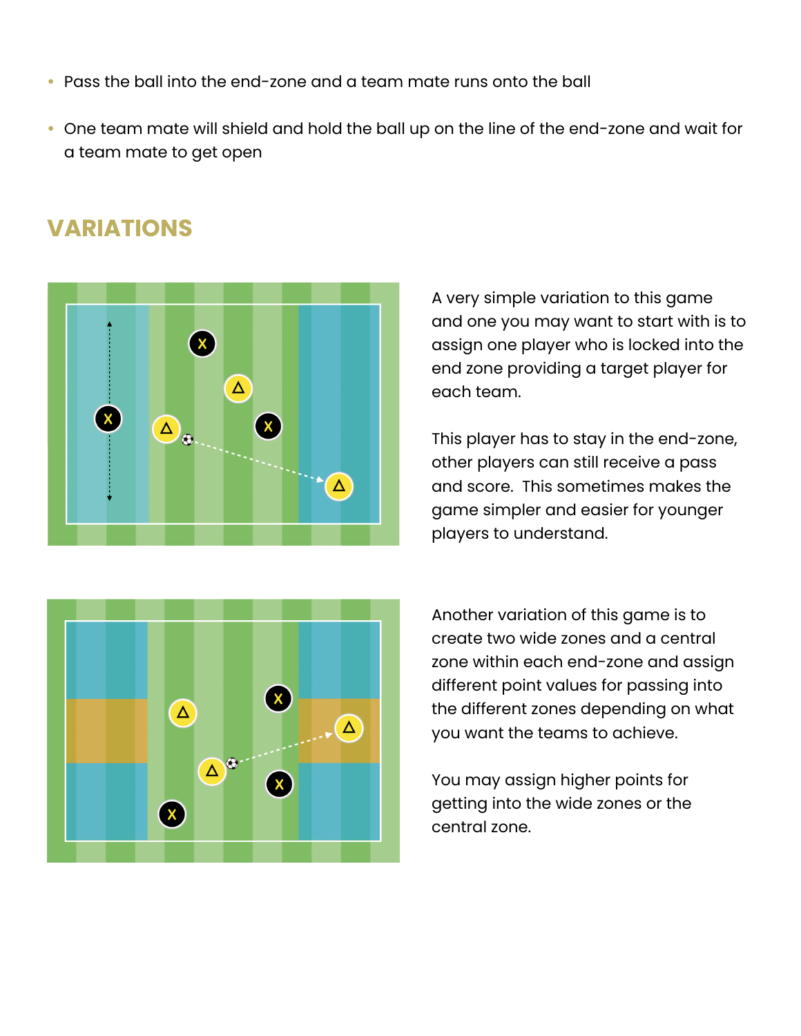- Pass the ball into the end-zone and a team mate runs onto the ball
- One team mate will shield and hold the ball up on the line of the end-zone and wait for a team mate to get open

## VARIATIONS

A very simple variation to this game and one you may want to start with is to assign one player who is locked into the end zone providing a target player for each team.

This player has to stay in the end-zone, other players can still receive a pass and score. This sometimes makes the game simpler and easier for younger players to understand.

Another variation of this game is to create two wide zones and a central zone within each end-zone and assign different point values for passing into the different zones depending on what you want the teams to achieve.

You may assign higher points for getting into the wide zones or the central zone.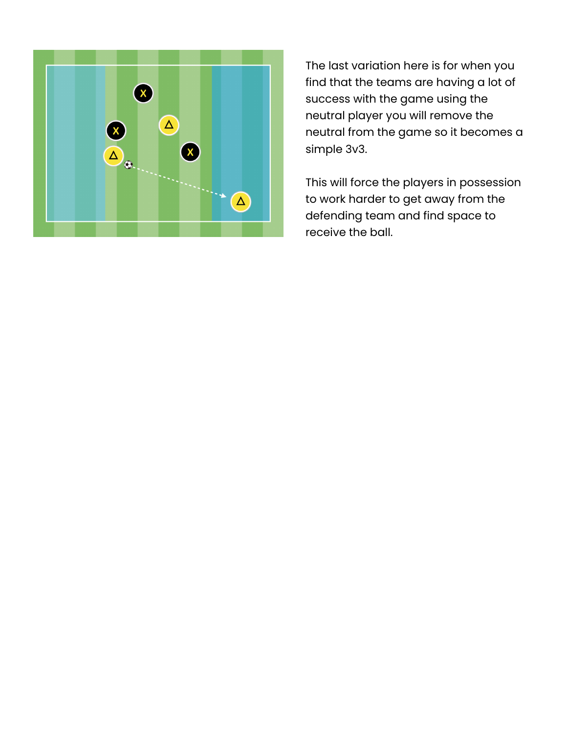The last variation here is for when you find that the teams are having a lot of success with the game using the neutral player you will remove the neutral from the game so it becomes a simple 3v3.

This will force the players in possession to work harder to get away from the defending team and find space to receive the ball.